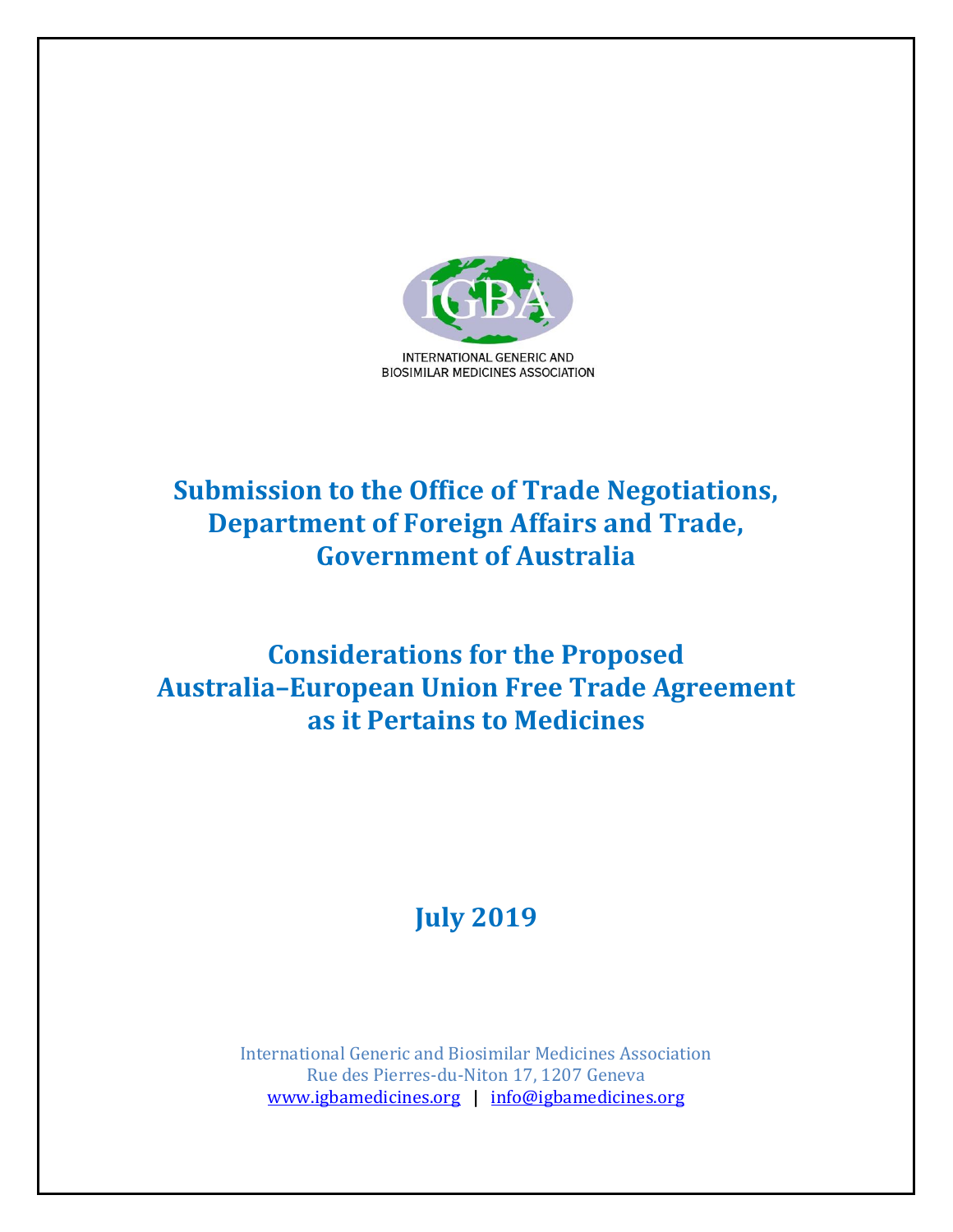IGBA

INTERNATIONAL GENERIC AND BIOSIMILAR MEDICINES ASSOCIATION

# Submission to the Office of Trade Negotiations, Department of Foreign Affairs and Trade, Government of Australia

# Considerations for the Proposed Australia–European Union Free Trade Agreement as it Pertains to Medicines

## July 2019

International Generic and Biosimilar Medicines Association
Rue des Pierres-du-Niton 17, 1207 Geneva
www.igbamedicines.org | info@igbamedicines.org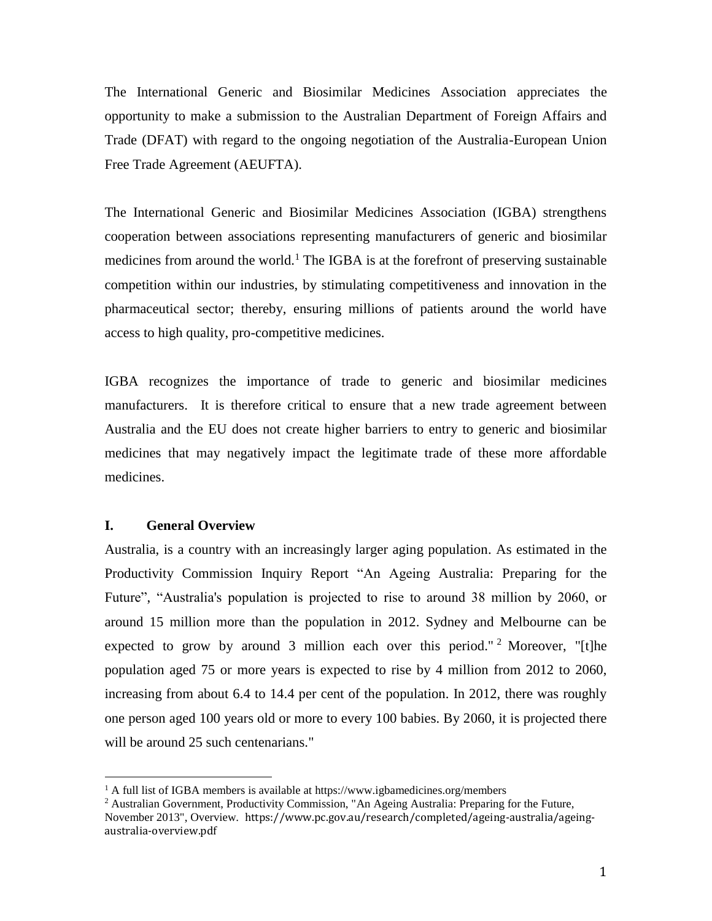The International Generic and Biosimilar Medicines Association appreciates the opportunity to make a submission to the Australian Department of Foreign Affairs and Trade (DFAT) with regard to the ongoing negotiation of the Australia-European Union Free Trade Agreement (AEUFTA).

The International Generic and Biosimilar Medicines Association (IGBA) strengthens cooperation between associations representing manufacturers of generic and biosimilar medicines from around the world.[1] The IGBA is at the forefront of preserving sustainable competition within our industries, by stimulating competitiveness and innovation in the pharmaceutical sector; thereby, ensuring millions of patients around the world have access to high quality, pro-competitive medicines.

IGBA recognizes the importance of trade to generic and biosimilar medicines manufacturers. It is therefore critical to ensure that a new trade agreement between Australia and the EU does not create higher barriers to entry to generic and biosimilar medicines that may negatively impact the legitimate trade of these more affordable medicines.

## I. General Overview

Australia, is a country with an increasingly larger aging population. As estimated in the Productivity Commission Inquiry Report "An Ageing Australia: Preparing for the Future", "Australia's population is projected to rise to around 38 million by 2060, or around 15 million more than the population in 2012. Sydney and Melbourne can be expected to grow by around 3 million each over this period."[2] Moreover, "[t]he population aged 75 or more years is expected to rise by 4 million from 2012 to 2060, increasing from about 6.4 to 14.4 per cent of the population. In 2012, there was roughly one person aged 100 years old or more to every 100 babies. By 2060, it is projected there will be around 25 such centenarians."

---

[1] A full list of IGBA members is available at https://www.igbamedicines.org/members

[2] Australian Government, Productivity Commission, "An Ageing Australia: Preparing for the Future, November 2013", Overview. https://www.pc.gov.au/research/completed/ageing-australia/ageing-australia-overview.pdf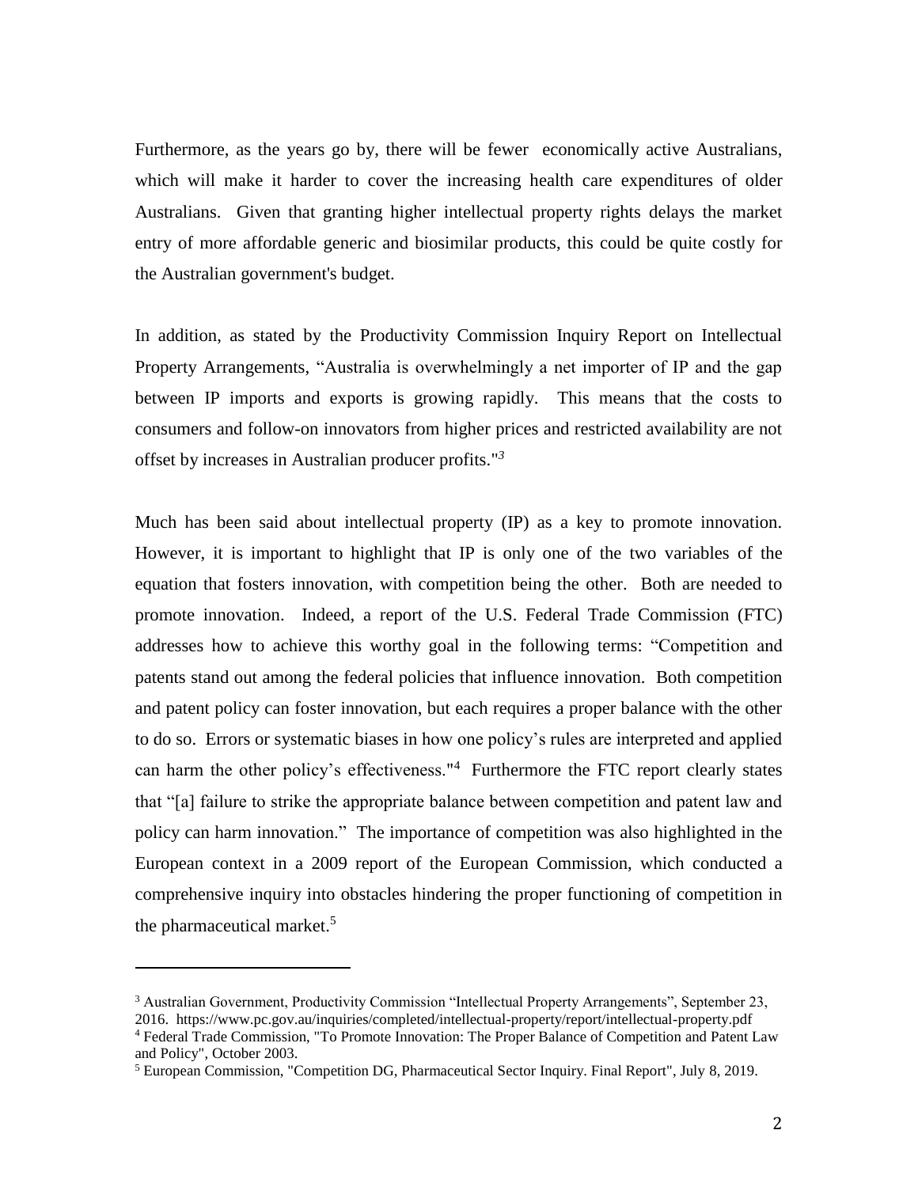Furthermore, as the years go by, there will be fewer economically active Australians, which will make it harder to cover the increasing health care expenditures of older Australians. Given that granting higher intellectual property rights delays the market entry of more affordable generic and biosimilar products, this could be quite costly for the Australian government's budget.

In addition, as stated by the Productivity Commission Inquiry Report on Intellectual Property Arrangements, "Australia is overwhelmingly a net importer of IP and the gap between IP imports and exports is growing rapidly. This means that the costs to consumers and follow-on innovators from higher prices and restricted availability are not offset by increases in Australian producer profits."[3]

Much has been said about intellectual property (IP) as a key to promote innovation. However, it is important to highlight that IP is only one of the two variables of the equation that fosters innovation, with competition being the other. Both are needed to promote innovation. Indeed, a report of the U.S. Federal Trade Commission (FTC) addresses how to achieve this worthy goal in the following terms: "Competition and patents stand out among the federal policies that influence innovation. Both competition and patent policy can foster innovation, but each requires a proper balance with the other to do so. Errors or systematic biases in how one policy's rules are interpreted and applied can harm the other policy's effectiveness."[4] Furthermore the FTC report clearly states that "[a] failure to strike the appropriate balance between competition and patent law and policy can harm innovation." The importance of competition was also highlighted in the European context in a 2009 report of the European Commission, which conducted a comprehensive inquiry into obstacles hindering the proper functioning of competition in the pharmaceutical market.[5]

---

[3] Australian Government, Productivity Commission "Intellectual Property Arrangements", September 23, 2016. https://www.pc.gov.au/inquiries/completed/intellectual-property/report/intellectual-property.pdf

[4] Federal Trade Commission, "To Promote Innovation: The Proper Balance of Competition and Patent Law and Policy", October 2003.

[5] European Commission, "Competition DG, Pharmaceutical Sector Inquiry. Final Report", July 8, 2019.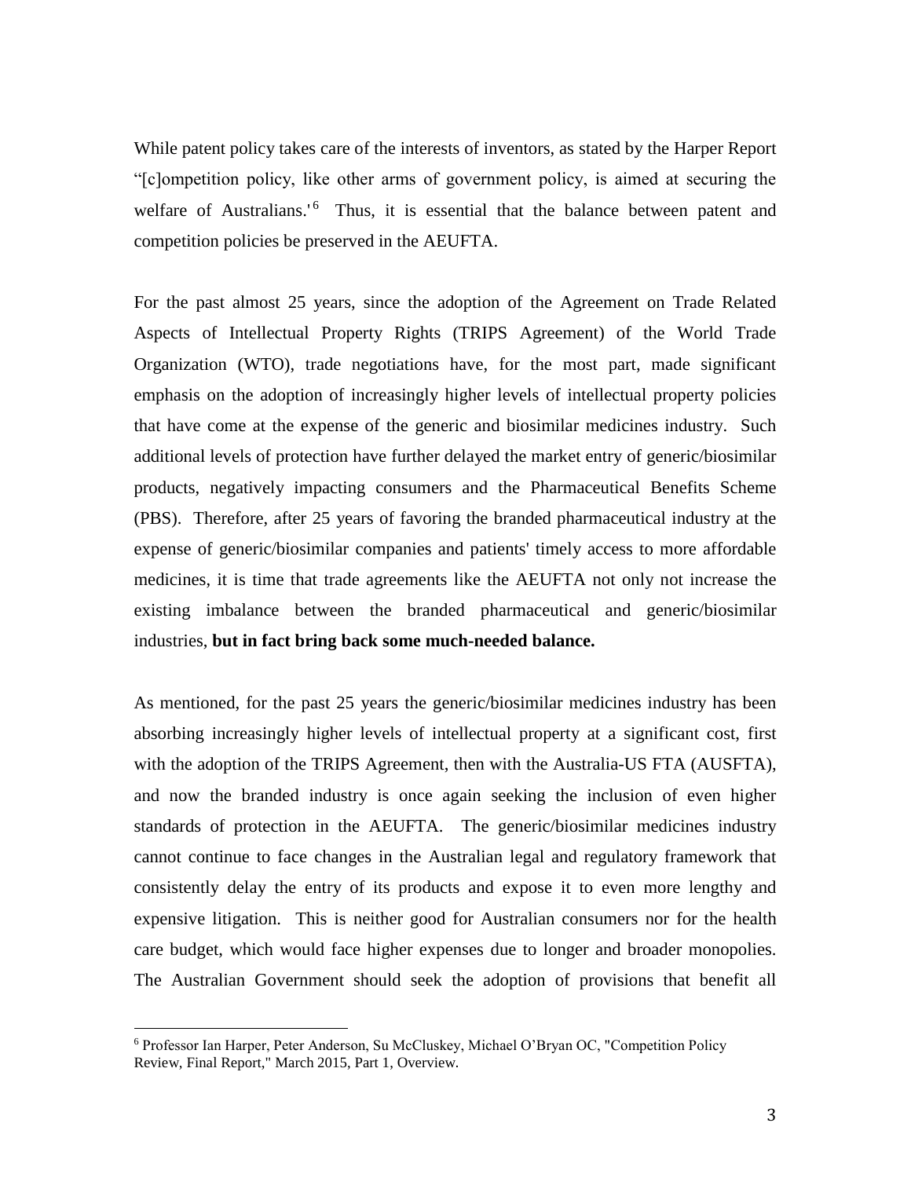While patent policy takes care of the interests of inventors, as stated by the Harper Report "[c]ompetition policy, like other arms of government policy, is aimed at securing the welfare of Australians.'[6] Thus, it is essential that the balance between patent and competition policies be preserved in the AEUFTA.

For the past almost 25 years, since the adoption of the Agreement on Trade Related Aspects of Intellectual Property Rights (TRIPS Agreement) of the World Trade Organization (WTO), trade negotiations have, for the most part, made significant emphasis on the adoption of increasingly higher levels of intellectual property policies that have come at the expense of the generic and biosimilar medicines industry. Such additional levels of protection have further delayed the market entry of generic/biosimilar products, negatively impacting consumers and the Pharmaceutical Benefits Scheme (PBS). Therefore, after 25 years of favoring the branded pharmaceutical industry at the expense of generic/biosimilar companies and patients' timely access to more affordable medicines, it is time that trade agreements like the AEUFTA not only not increase the existing imbalance between the branded pharmaceutical and generic/biosimilar industries, **but in fact bring back some much-needed balance.**

As mentioned, for the past 25 years the generic/biosimilar medicines industry has been absorbing increasingly higher levels of intellectual property at a significant cost, first with the adoption of the TRIPS Agreement, then with the Australia-US FTA (AUSFTA), and now the branded industry is once again seeking the inclusion of even higher standards of protection in the AEUFTA. The generic/biosimilar medicines industry cannot continue to face changes in the Australian legal and regulatory framework that consistently delay the entry of its products and expose it to even more lengthy and expensive litigation. This is neither good for Australian consumers nor for the health care budget, which would face higher expenses due to longer and broader monopolies. The Australian Government should seek the adoption of provisions that benefit all

---

[6] Professor Ian Harper, Peter Anderson, Su McCluskey, Michael O'Bryan OC, "Competition Policy Review, Final Report," March 2015, Part 1, Overview.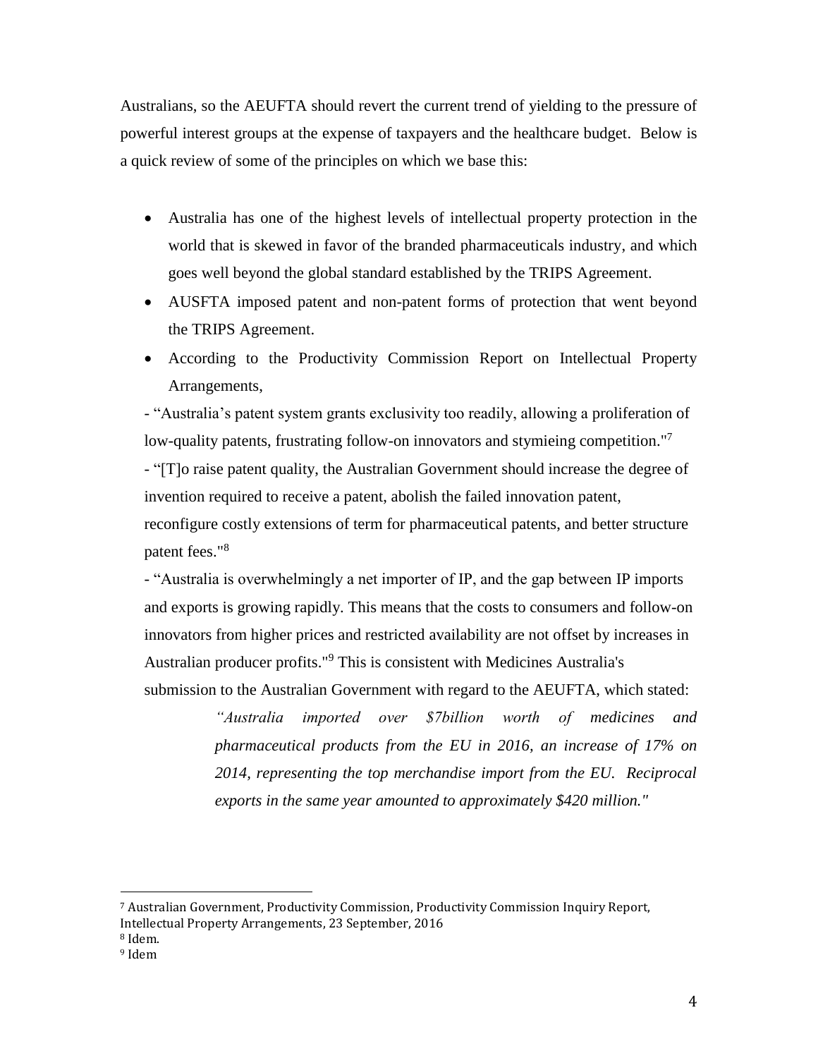Australians, so the AEUFTA should revert the current trend of yielding to the pressure of powerful interest groups at the expense of taxpayers and the healthcare budget. Below is a quick review of some of the principles on which we base this:

- Australia has one of the highest levels of intellectual property protection in the world that is skewed in favor of the branded pharmaceuticals industry, and which goes well beyond the global standard established by the TRIPS Agreement.
- AUSFTA imposed patent and non-patent forms of protection that went beyond the TRIPS Agreement.
- According to the Productivity Commission Report on Intellectual Property Arrangements,

  - "Australia's patent system grants exclusivity too readily, allowing a proliferation of low-quality patents, frustrating follow-on innovators and stymieing competition."[7]
  - "[T]o raise patent quality, the Australian Government should increase the degree of invention required to receive a patent, abolish the failed innovation patent, reconfigure costly extensions of term for pharmaceutical patents, and better structure patent fees."[8]
  - "Australia is overwhelmingly a net importer of IP, and the gap between IP imports and exports is growing rapidly. This means that the costs to consumers and follow-on innovators from higher prices and restricted availability are not offset by increases in Australian producer profits."[9] This is consistent with Medicines Australia's submission to the Australian Government with regard to the AEUFTA, which stated:

    > *"Australia imported over $7billion worth of medicines and pharmaceutical products from the EU in 2016, an increase of 17% on 2014, representing the top merchandise import from the EU. Reciprocal exports in the same year amounted to approximately $420 million."*

---

[7] Australian Government, Productivity Commission, Productivity Commission Inquiry Report, Intellectual Property Arrangements, 23 September, 2016

[8] Idem.

[9] Idem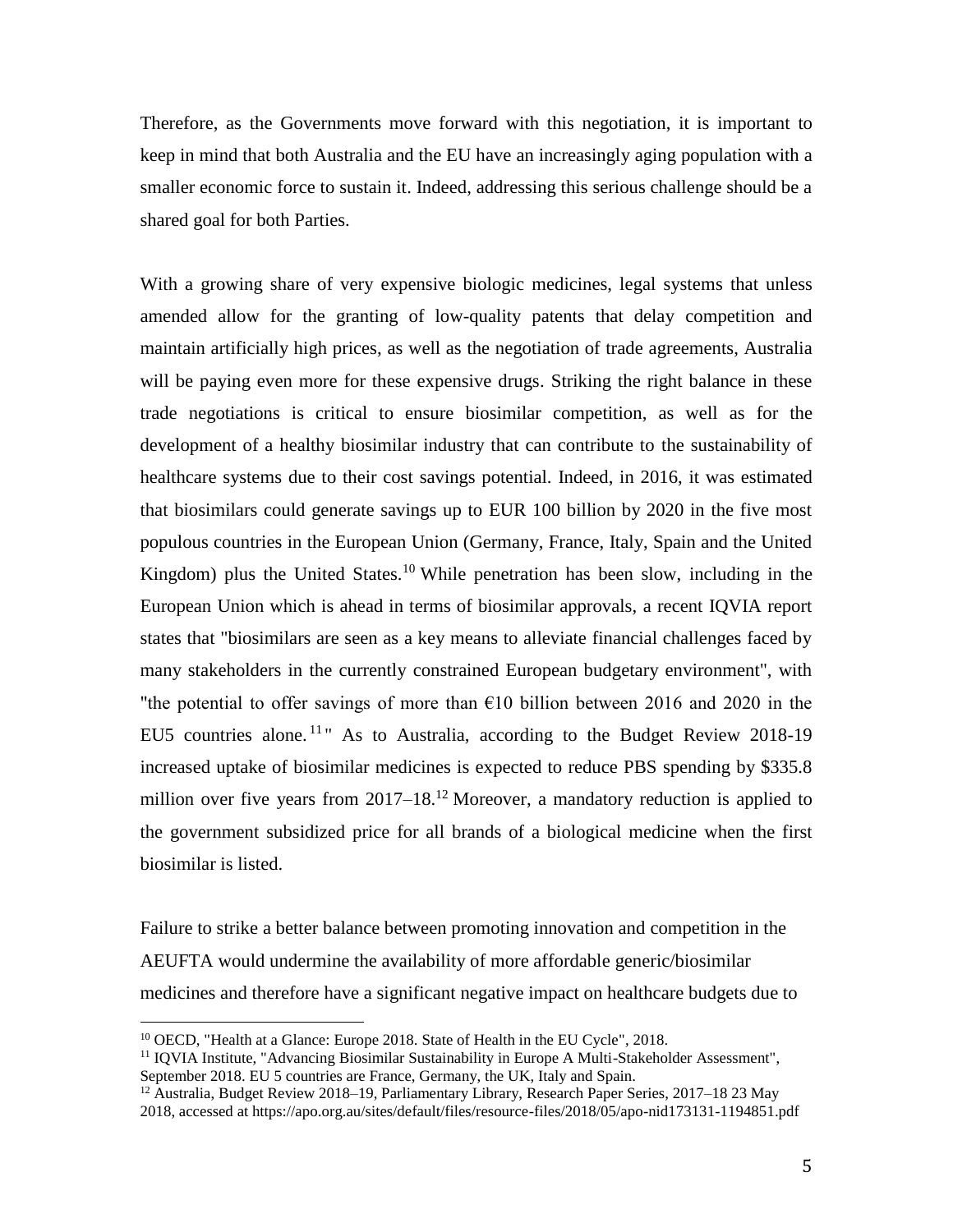Therefore, as the Governments move forward with this negotiation, it is important to keep in mind that both Australia and the EU have an increasingly aging population with a smaller economic force to sustain it. Indeed, addressing this serious challenge should be a shared goal for both Parties.

With a growing share of very expensive biologic medicines, legal systems that unless amended allow for the granting of low-quality patents that delay competition and maintain artificially high prices, as well as the negotiation of trade agreements, Australia will be paying even more for these expensive drugs. Striking the right balance in these trade negotiations is critical to ensure biosimilar competition, as well as for the development of a healthy biosimilar industry that can contribute to the sustainability of healthcare systems due to their cost savings potential. Indeed, in 2016, it was estimated that biosimilars could generate savings up to EUR 100 billion by 2020 in the five most populous countries in the European Union (Germany, France, Italy, Spain and the United Kingdom) plus the United States.[10] While penetration has been slow, including in the European Union which is ahead in terms of biosimilar approvals, a recent IQVIA report states that "biosimilars are seen as a key means to alleviate financial challenges faced by many stakeholders in the currently constrained European budgetary environment", with "the potential to offer savings of more than €10 billion between 2016 and 2020 in the EU5 countries alone.[11]" As to Australia, according to the Budget Review 2018-19 increased uptake of biosimilar medicines is expected to reduce PBS spending by $335.8 million over five years from 2017–18.[12] Moreover, a mandatory reduction is applied to the government subsidized price for all brands of a biological medicine when the first biosimilar is listed.

Failure to strike a better balance between promoting innovation and competition in the AEUFTA would undermine the availability of more affordable generic/biosimilar medicines and therefore have a significant negative impact on healthcare budgets due to

---

[10] OECD, "Health at a Glance: Europe 2018. State of Health in the EU Cycle", 2018.

[11] IQVIA Institute, "Advancing Biosimilar Sustainability in Europe A Multi-Stakeholder Assessment", September 2018. EU 5 countries are France, Germany, the UK, Italy and Spain.

[12] Australia, Budget Review 2018–19, Parliamentary Library, Research Paper Series, 2017–18 23 May 2018, accessed at https://apo.org.au/sites/default/files/resource-files/2018/05/apo-nid173131-1194851.pdf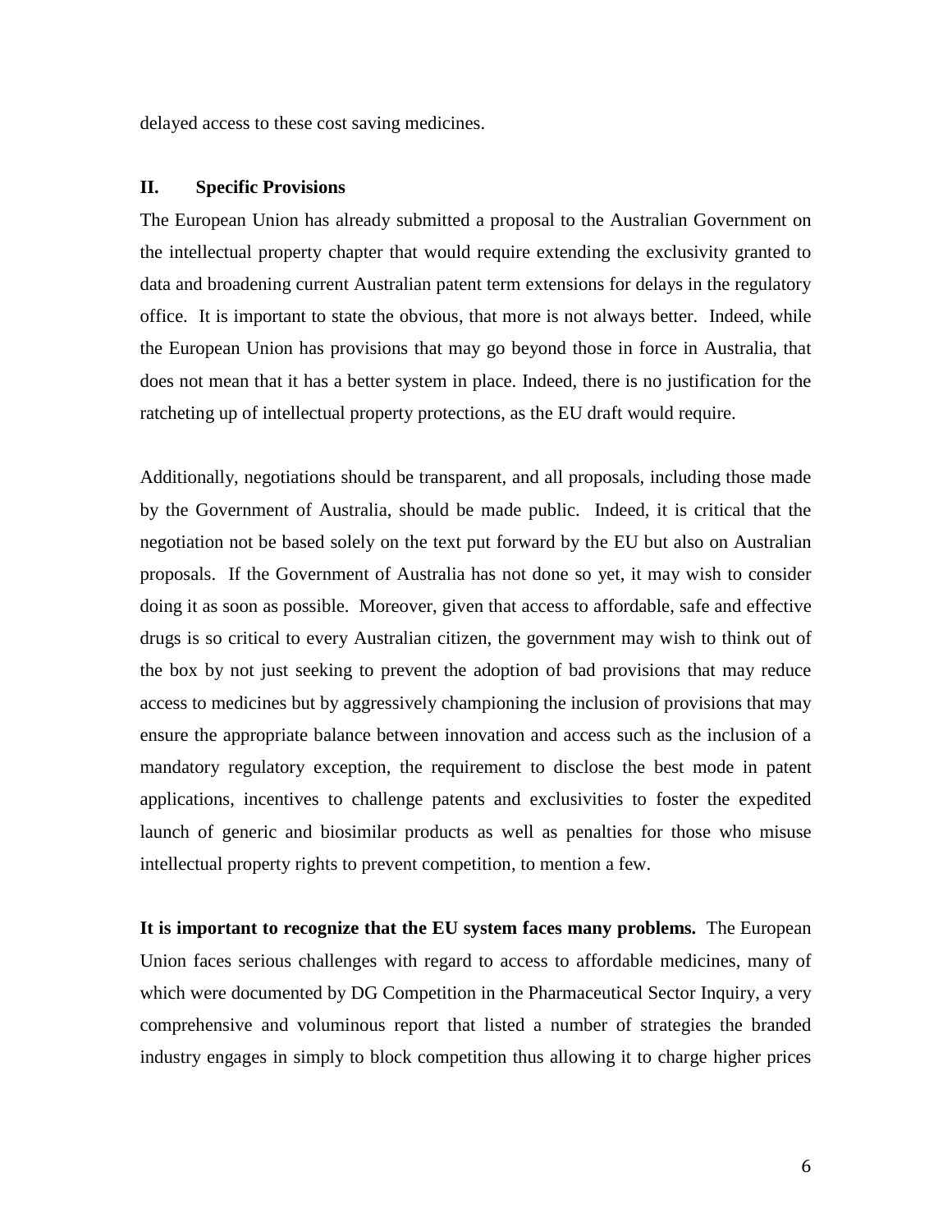delayed access to these cost saving medicines.

## II. Specific Provisions

The European Union has already submitted a proposal to the Australian Government on the intellectual property chapter that would require extending the exclusivity granted to data and broadening current Australian patent term extensions for delays in the regulatory office. It is important to state the obvious, that more is not always better. Indeed, while the European Union has provisions that may go beyond those in force in Australia, that does not mean that it has a better system in place. Indeed, there is no justification for the ratcheting up of intellectual property protections, as the EU draft would require.

Additionally, negotiations should be transparent, and all proposals, including those made by the Government of Australia, should be made public. Indeed, it is critical that the negotiation not be based solely on the text put forward by the EU but also on Australian proposals. If the Government of Australia has not done so yet, it may wish to consider doing it as soon as possible. Moreover, given that access to affordable, safe and effective drugs is so critical to every Australian citizen, the government may wish to think out of the box by not just seeking to prevent the adoption of bad provisions that may reduce access to medicines but by aggressively championing the inclusion of provisions that may ensure the appropriate balance between innovation and access such as the inclusion of a mandatory regulatory exception, the requirement to disclose the best mode in patent applications, incentives to challenge patents and exclusivities to foster the expedited launch of generic and biosimilar products as well as penalties for those who misuse intellectual property rights to prevent competition, to mention a few.

**It is important to recognize that the EU system faces many problems.** The European Union faces serious challenges with regard to access to affordable medicines, many of which were documented by DG Competition in the Pharmaceutical Sector Inquiry, a very comprehensive and voluminous report that listed a number of strategies the branded industry engages in simply to block competition thus allowing it to charge higher prices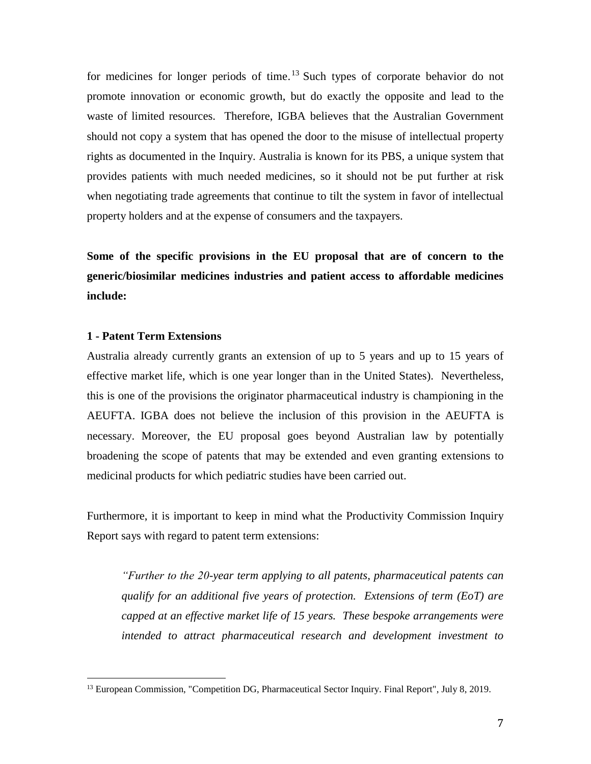for medicines for longer periods of time.[13] Such types of corporate behavior do not promote innovation or economic growth, but do exactly the opposite and lead to the waste of limited resources. Therefore, IGBA believes that the Australian Government should not copy a system that has opened the door to the misuse of intellectual property rights as documented in the Inquiry. Australia is known for its PBS, a unique system that provides patients with much needed medicines, so it should not be put further at risk when negotiating trade agreements that continue to tilt the system in favor of intellectual property holders and at the expense of consumers and the taxpayers.

**Some of the specific provisions in the EU proposal that are of concern to the generic/biosimilar medicines industries and patient access to affordable medicines include:**

**1 - Patent Term Extensions**

Australia already currently grants an extension of up to 5 years and up to 15 years of effective market life, which is one year longer than in the United States). Nevertheless, this is one of the provisions the originator pharmaceutical industry is championing in the AEUFTA. IGBA does not believe the inclusion of this provision in the AEUFTA is necessary. Moreover, the EU proposal goes beyond Australian law by potentially broadening the scope of patents that may be extended and even granting extensions to medicinal products for which pediatric studies have been carried out.

Furthermore, it is important to keep in mind what the Productivity Commission Inquiry Report says with regard to patent term extensions:

> *"Further to the 20-year term applying to all patents, pharmaceutical patents can qualify for an additional five years of protection. Extensions of term (EoT) are capped at an effective market life of 15 years. These bespoke arrangements were intended to attract pharmaceutical research and development investment to*

[13] European Commission, "Competition DG, Pharmaceutical Sector Inquiry. Final Report", July 8, 2019.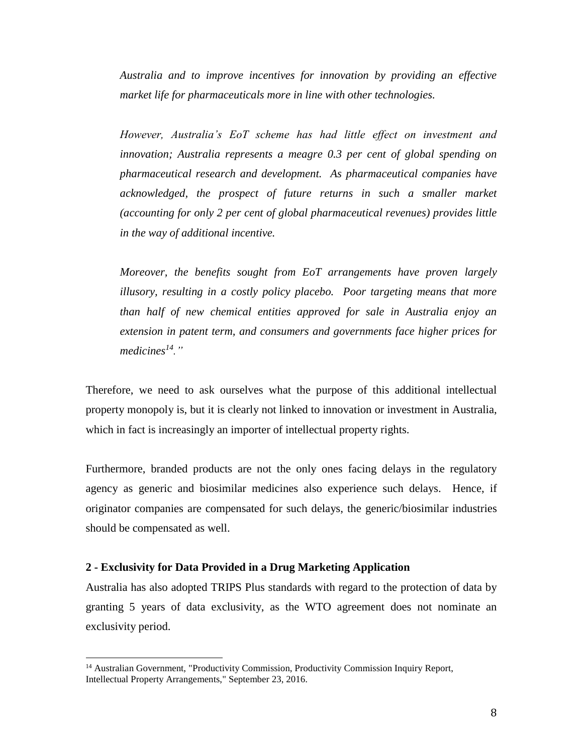*Australia and to improve incentives for innovation by providing an effective market life for pharmaceuticals more in line with other technologies.*

*However, Australia's EoT scheme has had little effect on investment and innovation; Australia represents a meagre 0.3 per cent of global spending on pharmaceutical research and development. As pharmaceutical companies have acknowledged, the prospect of future returns in such a smaller market (accounting for only 2 per cent of global pharmaceutical revenues) provides little in the way of additional incentive.*

*Moreover, the benefits sought from EoT arrangements have proven largely illusory, resulting in a costly policy placebo. Poor targeting means that more than half of new chemical entities approved for sale in Australia enjoy an extension in patent term, and consumers and governments face higher prices for medicines[14]."*

Therefore, we need to ask ourselves what the purpose of this additional intellectual property monopoly is, but it is clearly not linked to innovation or investment in Australia, which in fact is increasingly an importer of intellectual property rights.

Furthermore, branded products are not the only ones facing delays in the regulatory agency as generic and biosimilar medicines also experience such delays. Hence, if originator companies are compensated for such delays, the generic/biosimilar industries should be compensated as well.

**2 - Exclusivity for Data Provided in a Drug Marketing Application**

Australia has also adopted TRIPS Plus standards with regard to the protection of data by granting 5 years of data exclusivity, as the WTO agreement does not nominate an exclusivity period.

---

[14] Australian Government, "Productivity Commission, Productivity Commission Inquiry Report, Intellectual Property Arrangements," September 23, 2016.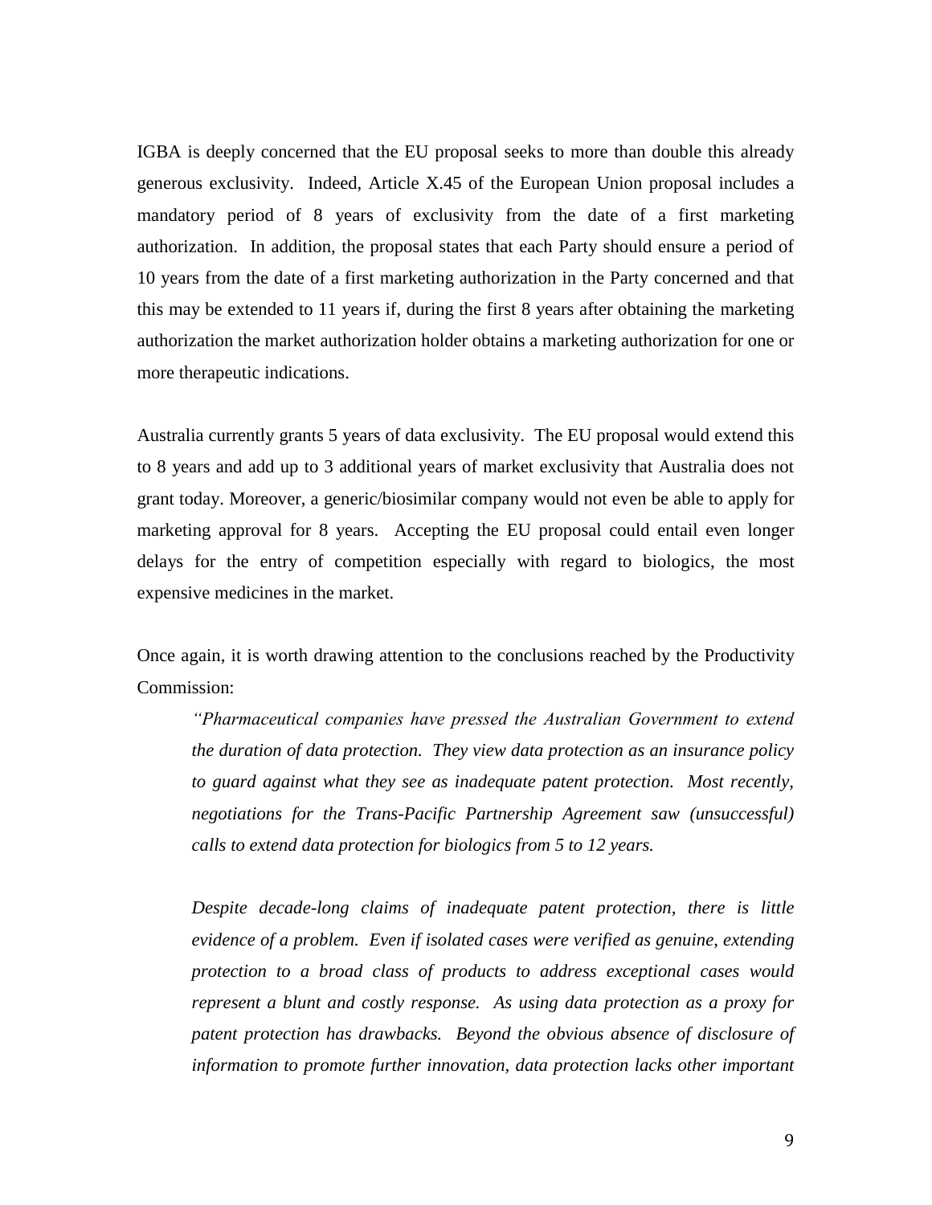IGBA is deeply concerned that the EU proposal seeks to more than double this already generous exclusivity. Indeed, Article X.45 of the European Union proposal includes a mandatory period of 8 years of exclusivity from the date of a first marketing authorization. In addition, the proposal states that each Party should ensure a period of 10 years from the date of a first marketing authorization in the Party concerned and that this may be extended to 11 years if, during the first 8 years after obtaining the marketing authorization the market authorization holder obtains a marketing authorization for one or more therapeutic indications.

Australia currently grants 5 years of data exclusivity. The EU proposal would extend this to 8 years and add up to 3 additional years of market exclusivity that Australia does not grant today. Moreover, a generic/biosimilar company would not even be able to apply for marketing approval for 8 years. Accepting the EU proposal could entail even longer delays for the entry of competition especially with regard to biologics, the most expensive medicines in the market.

Once again, it is worth drawing attention to the conclusions reached by the Productivity Commission:

> *"Pharmaceutical companies have pressed the Australian Government to extend the duration of data protection. They view data protection as an insurance policy to guard against what they see as inadequate patent protection. Most recently, negotiations for the Trans-Pacific Partnership Agreement saw (unsuccessful) calls to extend data protection for biologics from 5 to 12 years.*
>
> *Despite decade-long claims of inadequate patent protection, there is little evidence of a problem. Even if isolated cases were verified as genuine, extending protection to a broad class of products to address exceptional cases would represent a blunt and costly response. As using data protection as a proxy for patent protection has drawbacks. Beyond the obvious absence of disclosure of information to promote further innovation, data protection lacks other important*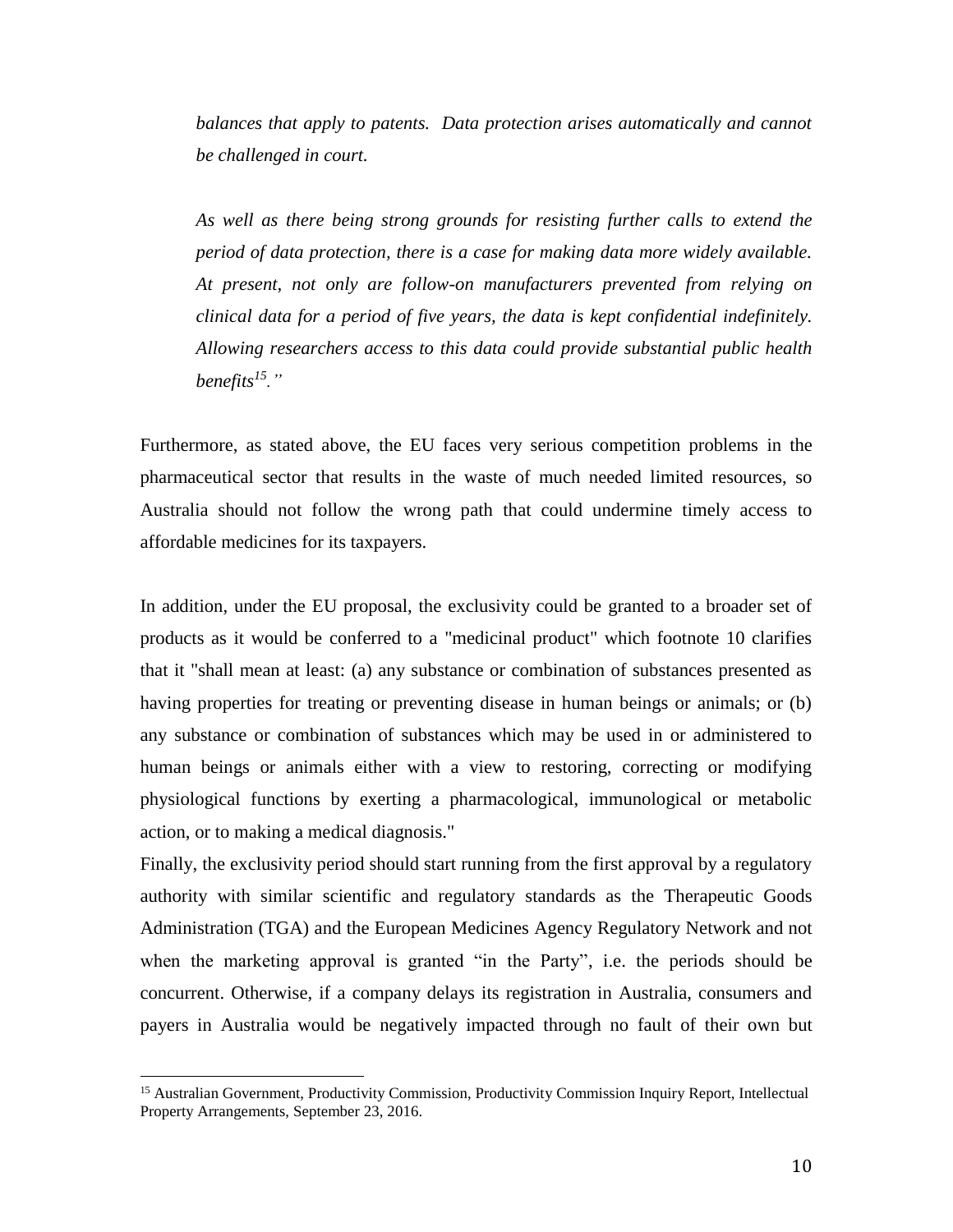*balances that apply to patents. Data protection arises automatically and cannot be challenged in court.*

*As well as there being strong grounds for resisting further calls to extend the period of data protection, there is a case for making data more widely available. At present, not only are follow-on manufacturers prevented from relying on clinical data for a period of five years, the data is kept confidential indefinitely. Allowing researchers access to this data could provide substantial public health benefits[15]."*

Furthermore, as stated above, the EU faces very serious competition problems in the pharmaceutical sector that results in the waste of much needed limited resources, so Australia should not follow the wrong path that could undermine timely access to affordable medicines for its taxpayers.

In addition, under the EU proposal, the exclusivity could be granted to a broader set of products as it would be conferred to a "medicinal product" which footnote 10 clarifies that it "shall mean at least: (a) any substance or combination of substances presented as having properties for treating or preventing disease in human beings or animals; or (b) any substance or combination of substances which may be used in or administered to human beings or animals either with a view to restoring, correcting or modifying physiological functions by exerting a pharmacological, immunological or metabolic action, or to making a medical diagnosis."

Finally, the exclusivity period should start running from the first approval by a regulatory authority with similar scientific and regulatory standards as the Therapeutic Goods Administration (TGA) and the European Medicines Agency Regulatory Network and not when the marketing approval is granted "in the Party", i.e. the periods should be concurrent. Otherwise, if a company delays its registration in Australia, consumers and payers in Australia would be negatively impacted through no fault of their own but

[15] Australian Government, Productivity Commission, Productivity Commission Inquiry Report, Intellectual Property Arrangements, September 23, 2016.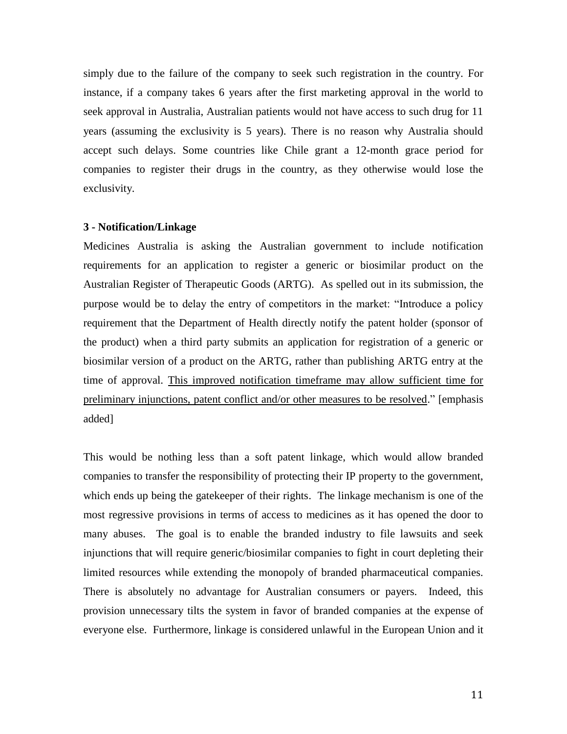simply due to the failure of the company to seek such registration in the country. For instance, if a company takes 6 years after the first marketing approval in the world to seek approval in Australia, Australian patients would not have access to such drug for 11 years (assuming the exclusivity is 5 years). There is no reason why Australia should accept such delays. Some countries like Chile grant a 12-month grace period for companies to register their drugs in the country, as they otherwise would lose the exclusivity.

**3 - Notification/Linkage**

Medicines Australia is asking the Australian government to include notification requirements for an application to register a generic or biosimilar product on the Australian Register of Therapeutic Goods (ARTG). As spelled out in its submission, the purpose would be to delay the entry of competitors in the market: "Introduce a policy requirement that the Department of Health directly notify the patent holder (sponsor of the product) when a third party submits an application for registration of a generic or biosimilar version of a product on the ARTG, rather than publishing ARTG entry at the time of approval. <u>This improved notification timeframe may allow sufficient time for preliminary injunctions, patent conflict and/or other measures to be resolved</u>." [emphasis added]

This would be nothing less than a soft patent linkage, which would allow branded companies to transfer the responsibility of protecting their IP property to the government, which ends up being the gatekeeper of their rights. The linkage mechanism is one of the most regressive provisions in terms of access to medicines as it has opened the door to many abuses. The goal is to enable the branded industry to file lawsuits and seek injunctions that will require generic/biosimilar companies to fight in court depleting their limited resources while extending the monopoly of branded pharmaceutical companies. There is absolutely no advantage for Australian consumers or payers. Indeed, this provision unnecessary tilts the system in favor of branded companies at the expense of everyone else. Furthermore, linkage is considered unlawful in the European Union and it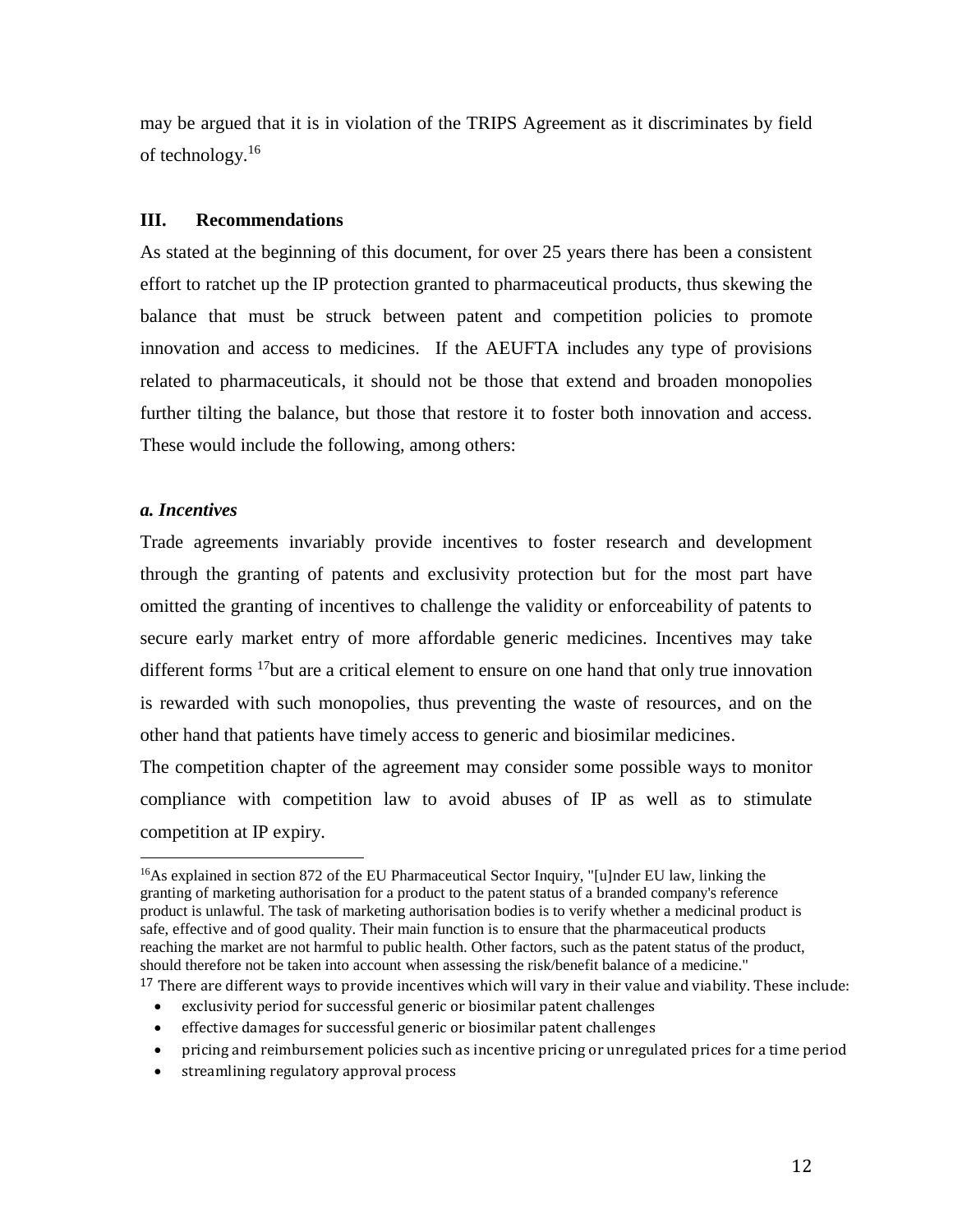may be argued that it is in violation of the TRIPS Agreement as it discriminates by field of technology.[16]

## III. Recommendations

As stated at the beginning of this document, for over 25 years there has been a consistent effort to ratchet up the IP protection granted to pharmaceutical products, thus skewing the balance that must be struck between patent and competition policies to promote innovation and access to medicines. If the AEUFTA includes any type of provisions related to pharmaceuticals, it should not be those that extend and broaden monopolies further tilting the balance, but those that restore it to foster both innovation and access. These would include the following, among others:

### *a. Incentives*

Trade agreements invariably provide incentives to foster research and development through the granting of patents and exclusivity protection but for the most part have omitted the granting of incentives to challenge the validity or enforceability of patents to secure early market entry of more affordable generic medicines. Incentives may take different forms [17]but are a critical element to ensure on one hand that only true innovation is rewarded with such monopolies, thus preventing the waste of resources, and on the other hand that patients have timely access to generic and biosimilar medicines.

The competition chapter of the agreement may consider some possible ways to monitor compliance with competition law to avoid abuses of IP as well as to stimulate competition at IP expiry.

---

[16]As explained in section 872 of the EU Pharmaceutical Sector Inquiry, "[u]nder EU law, linking the granting of marketing authorisation for a product to the patent status of a branded company's reference product is unlawful. The task of marketing authorisation bodies is to verify whether a medicinal product is safe, effective and of good quality. Their main function is to ensure that the pharmaceutical products reaching the market are not harmful to public health. Other factors, such as the patent status of the product, should therefore not be taken into account when assessing the risk/benefit balance of a medicine."

[17] There are different ways to provide incentives which will vary in their value and viability. These include:

- exclusivity period for successful generic or biosimilar patent challenges
- effective damages for successful generic or biosimilar patent challenges
- pricing and reimbursement policies such as incentive pricing or unregulated prices for a time period
- streamlining regulatory approval process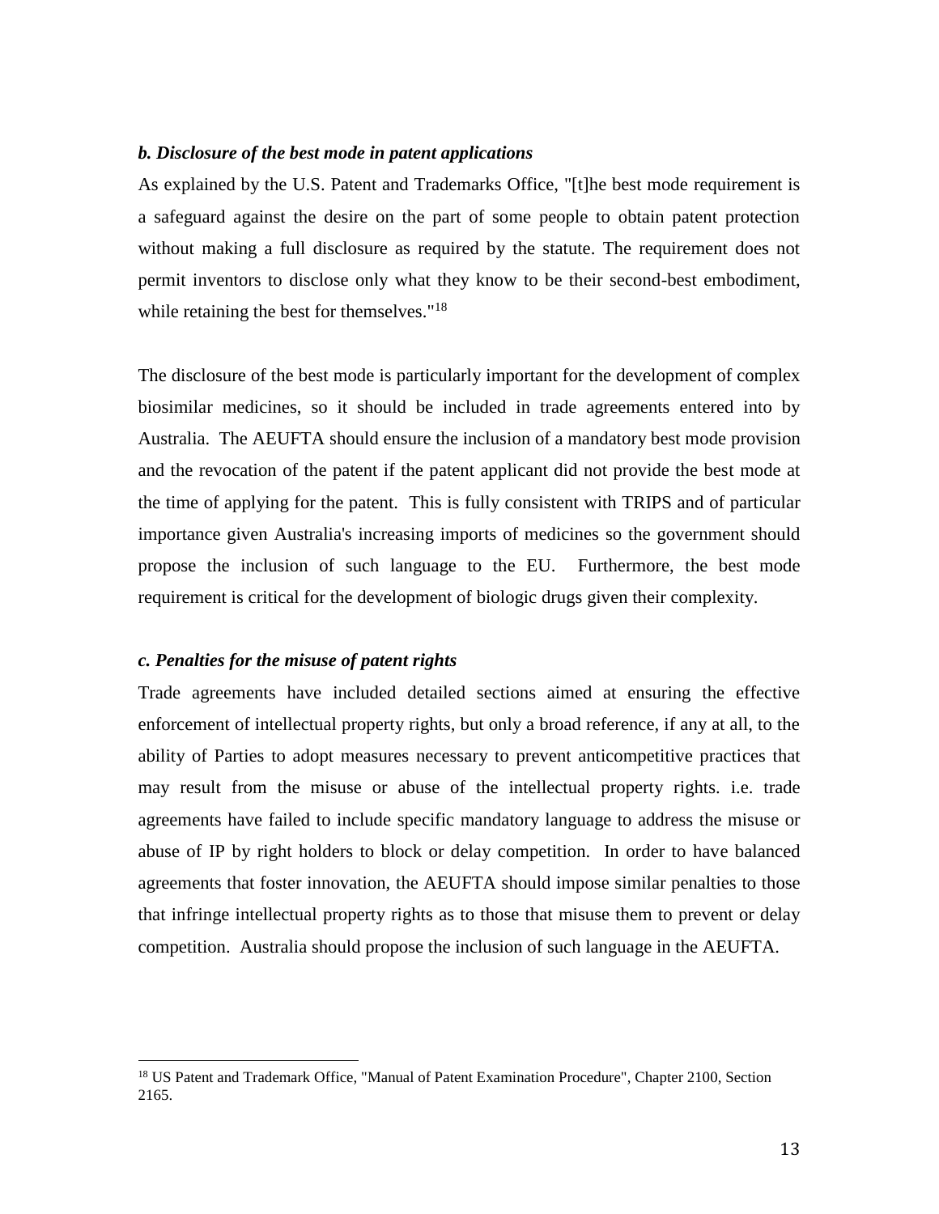### *b. Disclosure of the best mode in patent applications*

As explained by the U.S. Patent and Trademarks Office, "[t]he best mode requirement is a safeguard against the desire on the part of some people to obtain patent protection without making a full disclosure as required by the statute. The requirement does not permit inventors to disclose only what they know to be their second-best embodiment, while retaining the best for themselves."[18]

The disclosure of the best mode is particularly important for the development of complex biosimilar medicines, so it should be included in trade agreements entered into by Australia. The AEUFTA should ensure the inclusion of a mandatory best mode provision and the revocation of the patent if the patent applicant did not provide the best mode at the time of applying for the patent. This is fully consistent with TRIPS and of particular importance given Australia's increasing imports of medicines so the government should propose the inclusion of such language to the EU. Furthermore, the best mode requirement is critical for the development of biologic drugs given their complexity.

### *c. Penalties for the misuse of patent rights*

Trade agreements have included detailed sections aimed at ensuring the effective enforcement of intellectual property rights, but only a broad reference, if any at all, to the ability of Parties to adopt measures necessary to prevent anticompetitive practices that may result from the misuse or abuse of the intellectual property rights. i.e. trade agreements have failed to include specific mandatory language to address the misuse or abuse of IP by right holders to block or delay competition. In order to have balanced agreements that foster innovation, the AEUFTA should impose similar penalties to those that infringe intellectual property rights as to those that misuse them to prevent or delay competition. Australia should propose the inclusion of such language in the AEUFTA.

---

[18] US Patent and Trademark Office, "Manual of Patent Examination Procedure", Chapter 2100, Section 2165.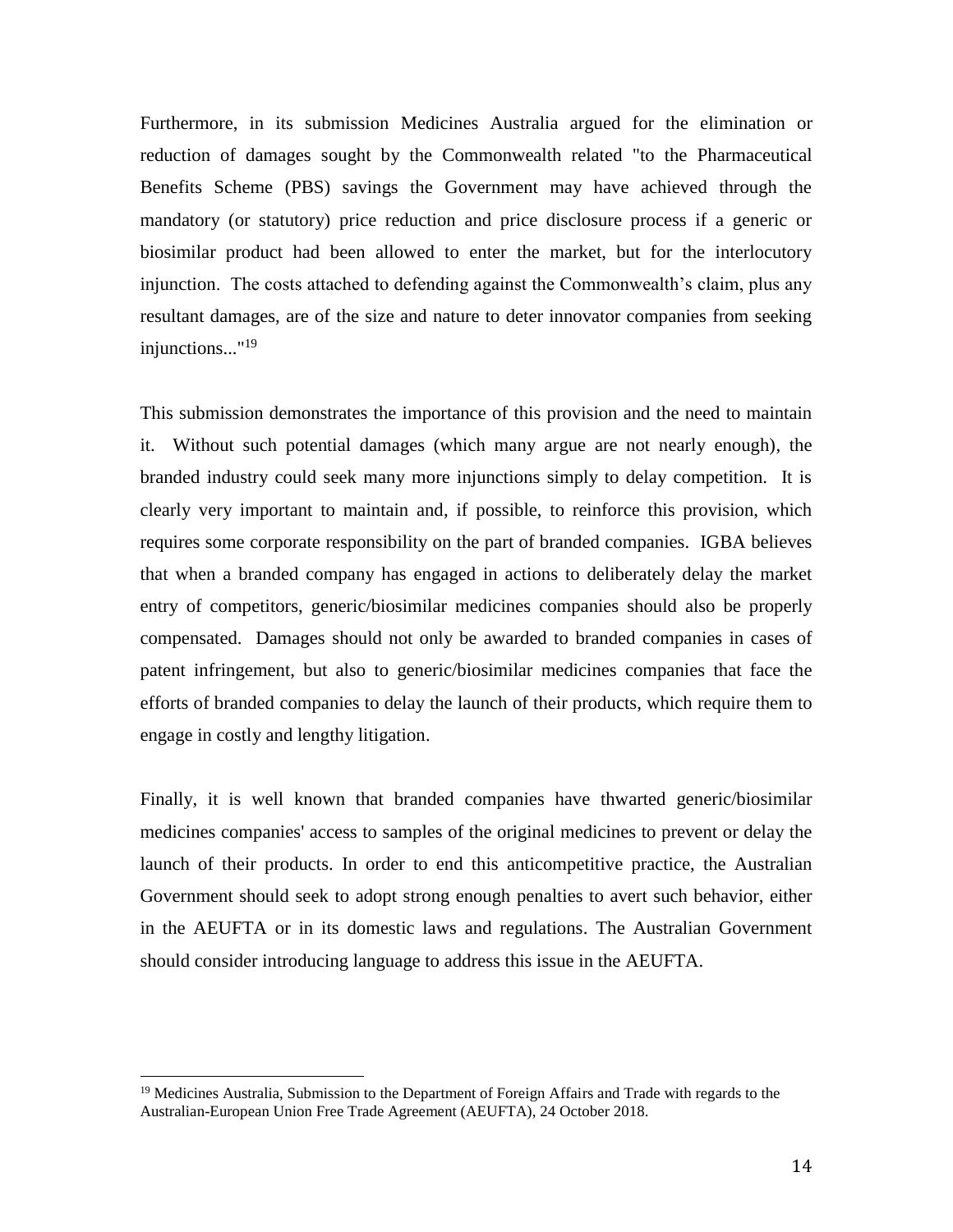Furthermore, in its submission Medicines Australia argued for the elimination or reduction of damages sought by the Commonwealth related "to the Pharmaceutical Benefits Scheme (PBS) savings the Government may have achieved through the mandatory (or statutory) price reduction and price disclosure process if a generic or biosimilar product had been allowed to enter the market, but for the interlocutory injunction. The costs attached to defending against the Commonwealth's claim, plus any resultant damages, are of the size and nature to deter innovator companies from seeking injunctions..."[19]

This submission demonstrates the importance of this provision and the need to maintain it. Without such potential damages (which many argue are not nearly enough), the branded industry could seek many more injunctions simply to delay competition. It is clearly very important to maintain and, if possible, to reinforce this provision, which requires some corporate responsibility on the part of branded companies. IGBA believes that when a branded company has engaged in actions to deliberately delay the market entry of competitors, generic/biosimilar medicines companies should also be properly compensated. Damages should not only be awarded to branded companies in cases of patent infringement, but also to generic/biosimilar medicines companies that face the efforts of branded companies to delay the launch of their products, which require them to engage in costly and lengthy litigation.

Finally, it is well known that branded companies have thwarted generic/biosimilar medicines companies' access to samples of the original medicines to prevent or delay the launch of their products. In order to end this anticompetitive practice, the Australian Government should seek to adopt strong enough penalties to avert such behavior, either in the AEUFTA or in its domestic laws and regulations. The Australian Government should consider introducing language to address this issue in the AEUFTA.

---

[19] Medicines Australia, Submission to the Department of Foreign Affairs and Trade with regards to the Australian-European Union Free Trade Agreement (AEUFTA), 24 October 2018.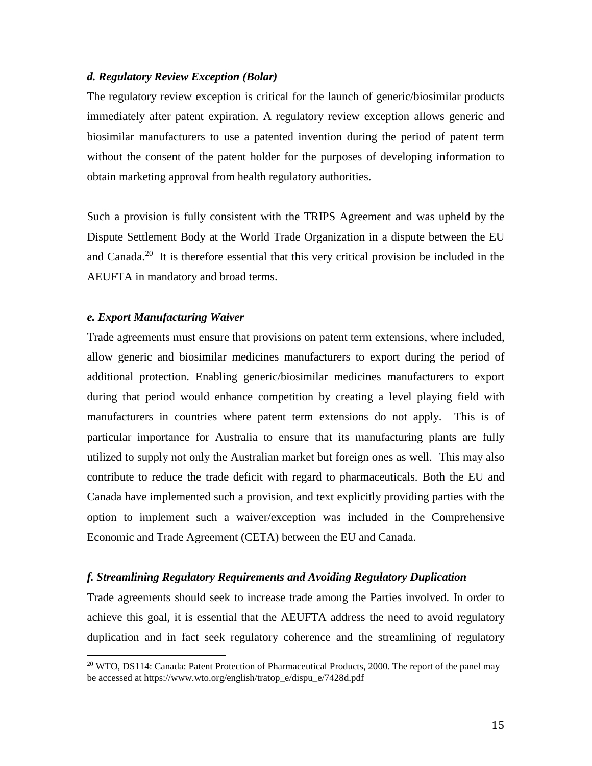### *d. Regulatory Review Exception (Bolar)*

The regulatory review exception is critical for the launch of generic/biosimilar products immediately after patent expiration. A regulatory review exception allows generic and biosimilar manufacturers to use a patented invention during the period of patent term without the consent of the patent holder for the purposes of developing information to obtain marketing approval from health regulatory authorities.

Such a provision is fully consistent with the TRIPS Agreement and was upheld by the Dispute Settlement Body at the World Trade Organization in a dispute between the EU and Canada.[20] It is therefore essential that this very critical provision be included in the AEUFTA in mandatory and broad terms.

### *e. Export Manufacturing Waiver*

Trade agreements must ensure that provisions on patent term extensions, where included, allow generic and biosimilar medicines manufacturers to export during the period of additional protection. Enabling generic/biosimilar medicines manufacturers to export during that period would enhance competition by creating a level playing field with manufacturers in countries where patent term extensions do not apply. This is of particular importance for Australia to ensure that its manufacturing plants are fully utilized to supply not only the Australian market but foreign ones as well. This may also contribute to reduce the trade deficit with regard to pharmaceuticals. Both the EU and Canada have implemented such a provision, and text explicitly providing parties with the option to implement such a waiver/exception was included in the Comprehensive Economic and Trade Agreement (CETA) between the EU and Canada.

### *f. Streamlining Regulatory Requirements and Avoiding Regulatory Duplication*

Trade agreements should seek to increase trade among the Parties involved. In order to achieve this goal, it is essential that the AEUFTA address the need to avoid regulatory duplication and in fact seek regulatory coherence and the streamlining of regulatory

---

[20] WTO, DS114: Canada: Patent Protection of Pharmaceutical Products, 2000. The report of the panel may be accessed at https://www.wto.org/english/tratop_e/dispu_e/7428d.pdf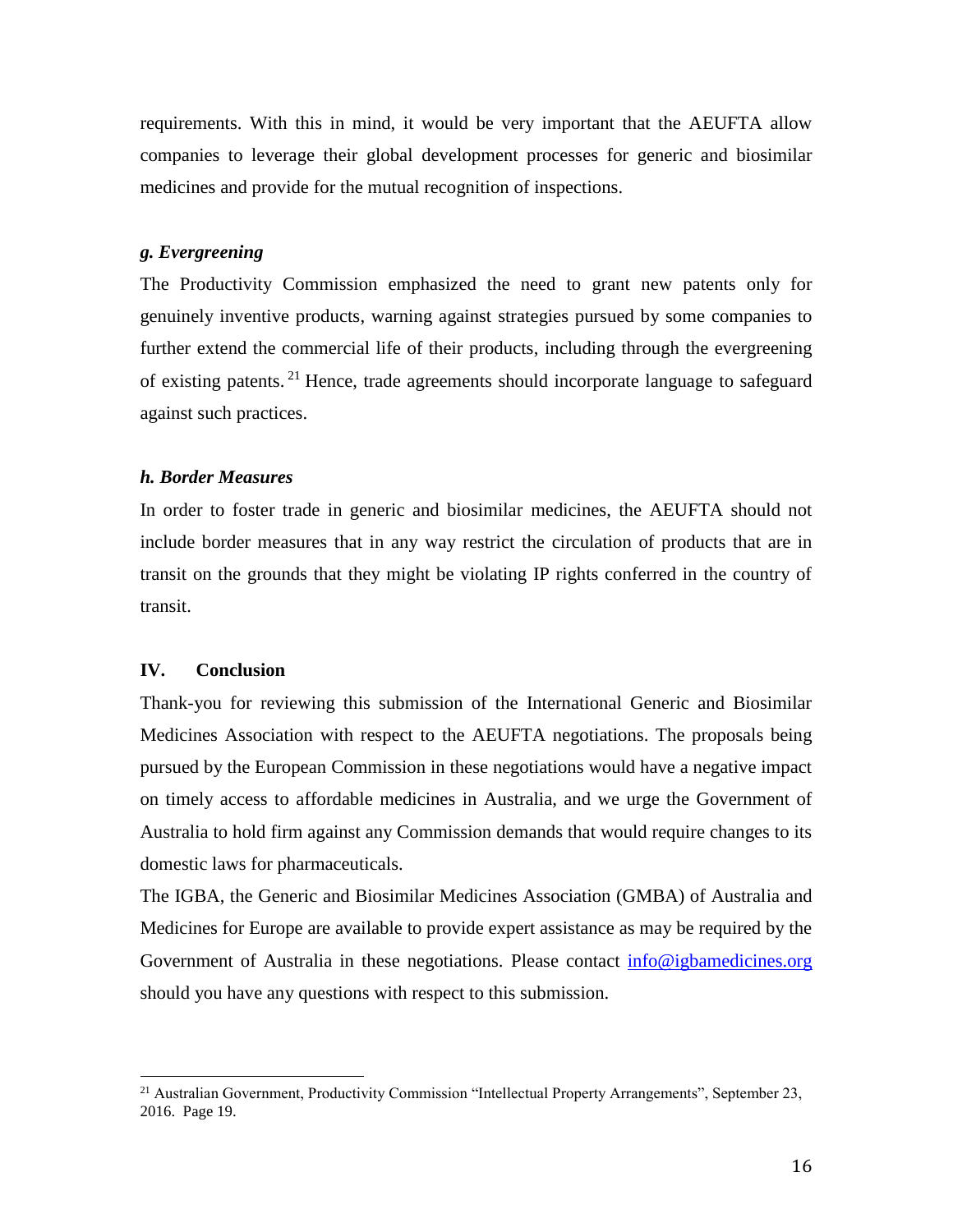requirements. With this in mind, it would be very important that the AEUFTA allow companies to leverage their global development processes for generic and biosimilar medicines and provide for the mutual recognition of inspections.

### *g. Evergreening*

The Productivity Commission emphasized the need to grant new patents only for genuinely inventive products, warning against strategies pursued by some companies to further extend the commercial life of their products, including through the evergreening of existing patents.[21] Hence, trade agreements should incorporate language to safeguard against such practices.

### *h. Border Measures*

In order to foster trade in generic and biosimilar medicines, the AEUFTA should not include border measures that in any way restrict the circulation of products that are in transit on the grounds that they might be violating IP rights conferred in the country of transit.

## IV. Conclusion

Thank-you for reviewing this submission of the International Generic and Biosimilar Medicines Association with respect to the AEUFTA negotiations. The proposals being pursued by the European Commission in these negotiations would have a negative impact on timely access to affordable medicines in Australia, and we urge the Government of Australia to hold firm against any Commission demands that would require changes to its domestic laws for pharmaceuticals.

The IGBA, the Generic and Biosimilar Medicines Association (GMBA) of Australia and Medicines for Europe are available to provide expert assistance as may be required by the Government of Australia in these negotiations. Please contact info@igbamedicines.org should you have any questions with respect to this submission.

---

[21] Australian Government, Productivity Commission "Intellectual Property Arrangements", September 23, 2016. Page 19.